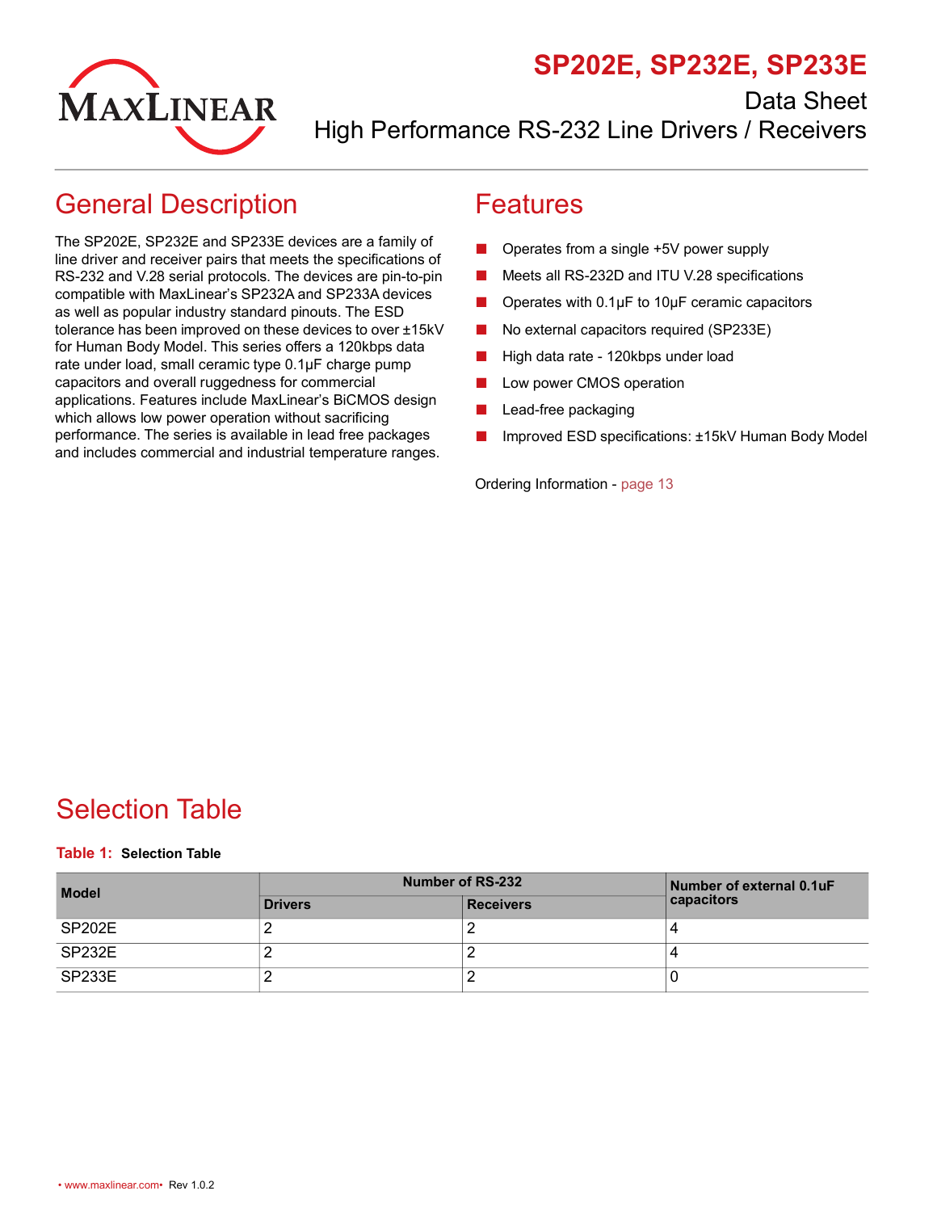# SP202E, SP232E, SP233E

Data Sheet

High Performance RS-232 Line Drivers / Receivers

## General Description

The SP202E, SP232E and SP233E devices are a family of line driver and receiver pairs that meets the specifications of RS-232 and V.28 serial protocols. The devices are pin-to-pin compatible with MaxLinear's SP232A and SP233A devices as well as popular industry standard pinouts. The ESD tolerance has been improved on these devices to over ±15kV for Human Body Model. This series offers a 120kbps data rate under load, small ceramic type 0.1µF charge pump capacitors and overall ruggedness for commercial applications. Features include MaxLinear's BiCMOS design which allows low power operation without sacrificing performance. The series is available in lead free packages and includes commercial and industrial temperature ranges.

## Features

- Operates from a single +5V power supply
- Meets all RS-232D and ITU V.28 specifications
- Operates with 0.1µF to 10µF ceramic capacitors
- No external capacitors required (SP233E)
- High data rate - 120kbps under load
- Low power CMOS operation
- Lead-free packaging
- Improved ESD specifications: ±15kV Human Body Model

Ordering Information - page 13

## Selection Table

**Table 1: Selection Table**

| Model | Number of RS-232 | | Number of external 0.1uF capacitors |
|---|---|---|---|
| | Drivers | Receivers | |
| SP202E | 2 | 2 | 4 |
| SP232E | 2 | 2 | 4 |
| SP233E | 2 | 2 | 0 |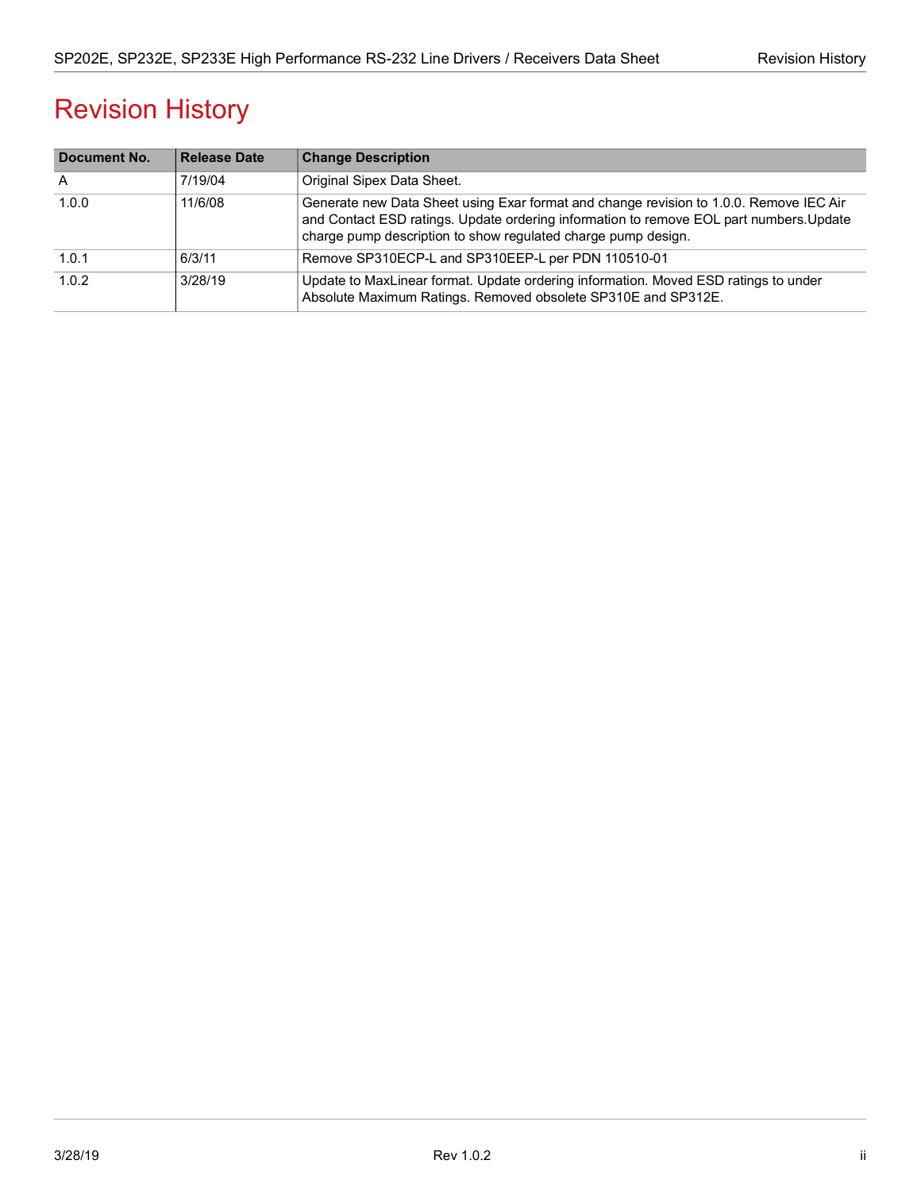# Revision History

| Document No. | Release Date | Change Description |
| --- | --- | --- |
| A | 7/19/04 | Original Sipex Data Sheet. |
| 1.0.0 | 11/6/08 | Generate new Data Sheet using Exar format and change revision to 1.0.0. Remove IEC Air and Contact ESD ratings. Update ordering information to remove EOL part numbers.Update charge pump description to show regulated charge pump design. |
| 1.0.1 | 6/3/11 | Remove SP310ECP-L and SP310EEP-L per PDN 110510-01 |
| 1.0.2 | 3/28/19 | Update to MaxLinear format. Update ordering information. Moved ESD ratings to under Absolute Maximum Ratings. Removed obsolete SP310E and SP312E. |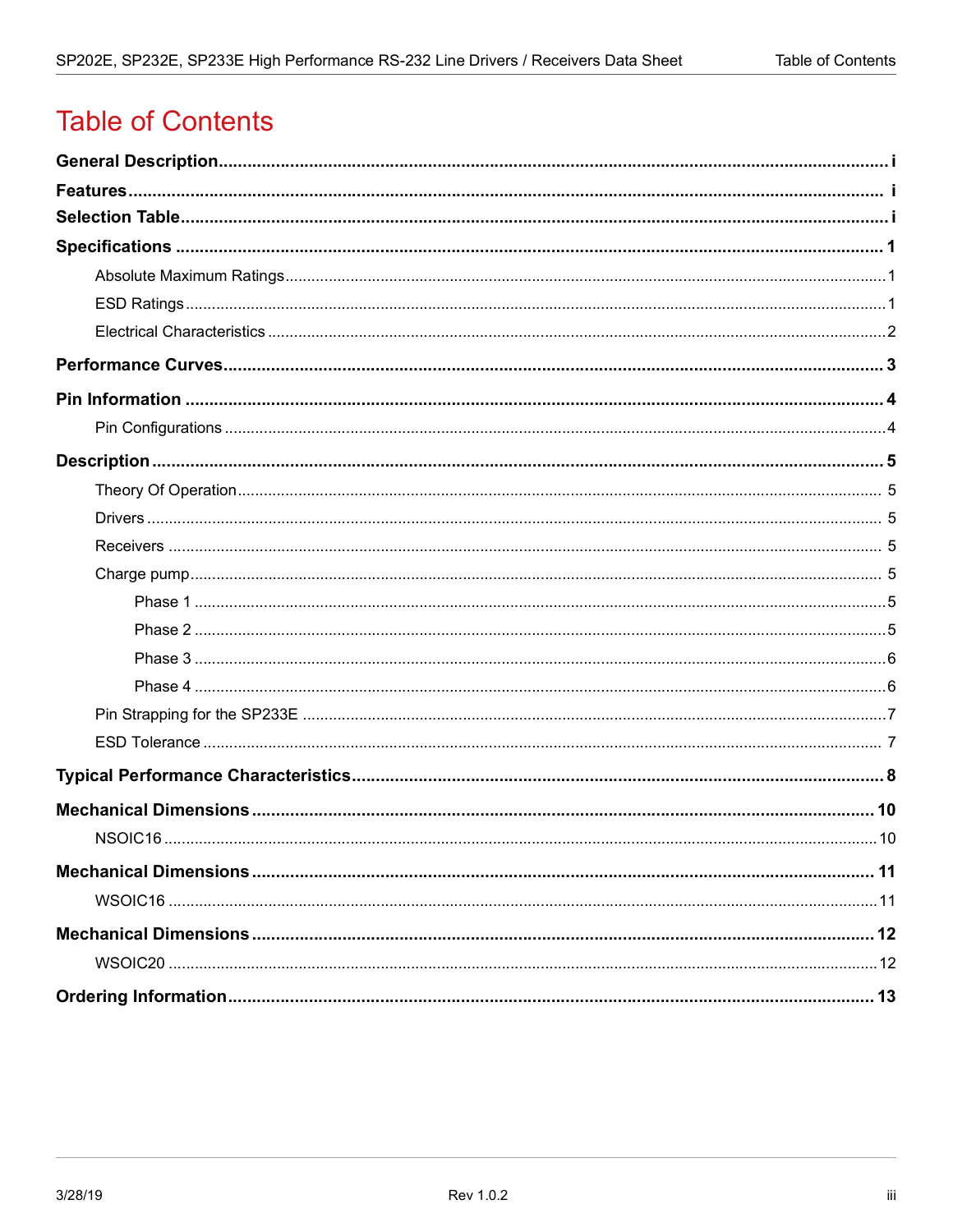# Table of Contents

**General Description** ............................................................ i

**Features** ............................................................ i

**Selection Table** ............................................................ i

**Specifications** ............................................................ 1

- Absolute Maximum Ratings ............................................................ 1
- ESD Ratings ............................................................ 1
- Electrical Characteristics ............................................................ 2

**Performance Curves** ............................................................ 3

**Pin Information** ............................................................ 4

- Pin Configurations ............................................................ 4

**Description** ............................................................ 5

- Theory Of Operation ............................................................ 5
- Drivers ............................................................ 5
- Receivers ............................................................ 5
- Charge pump ............................................................ 5
  - Phase 1 ............................................................ 5
  - Phase 2 ............................................................ 5
  - Phase 3 ............................................................ 6
  - Phase 4 ............................................................ 6
- Pin Strapping for the SP233E ............................................................ 7
- ESD Tolerance ............................................................ 7

**Typical Performance Characteristics** ............................................................ 8

**Mechanical Dimensions** ............................................................ 10

- NSOIC16 ............................................................ 10

**Mechanical Dimensions** ............................................................ 11

- WSOIC16 ............................................................ 11

**Mechanical Dimensions** ............................................................ 12

- WSOIC20 ............................................................ 12

**Ordering Information** ............................................................ 13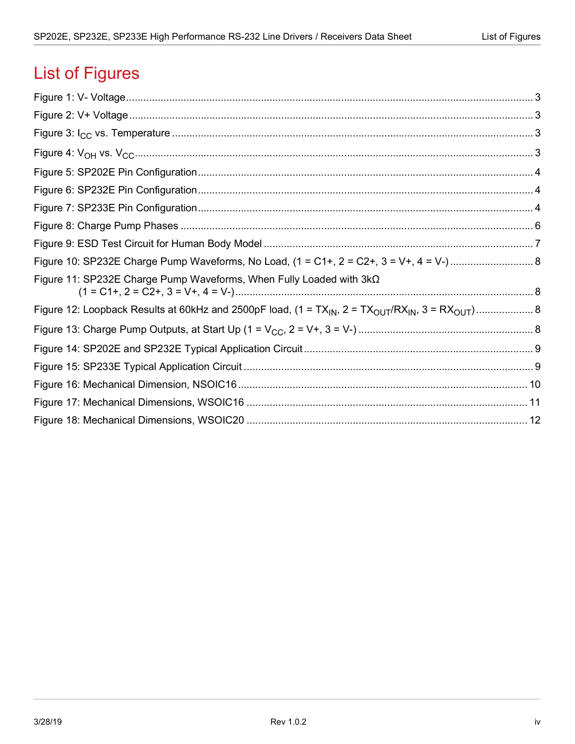# List of Figures

Figure 1: V- Voltage .... 3

Figure 2: V+ Voltage .... 3

Figure 3: $I_{CC}$ vs. Temperature .... 3

Figure 4: $V_{OH}$ vs. $V_{CC}$ .... 3

Figure 5: SP202E Pin Configuration .... 4

Figure 6: SP232E Pin Configuration .... 4

Figure 7: SP233E Pin Configuration .... 4

Figure 8: Charge Pump Phases .... 6

Figure 9: ESD Test Circuit for Human Body Model .... 7

Figure 10: SP232E Charge Pump Waveforms, No Load, (1 = C1+, 2 = C2+, 3 = V+, 4 = V-) .... 8

Figure 11: SP232E Charge Pump Waveforms, When Fully Loaded with 3kΩ (1 = C1+, 2 = C2+, 3 = V+, 4 = V-) .... 8

Figure 12: Loopback Results at 60kHz and 2500pF load, (1 = $TX_{IN}$, 2 = $TX_{OUT}/RX_{IN}$, 3 = $RX_{OUT}$) .... 8

Figure 13: Charge Pump Outputs, at Start Up (1 = $V_{CC}$, 2 = V+, 3 = V-) .... 8

Figure 14: SP202E and SP232E Typical Application Circuit .... 9

Figure 15: SP233E Typical Application Circuit .... 9

Figure 16: Mechanical Dimension, NSOIC16 .... 10

Figure 17: Mechanical Dimensions, WSOIC16 .... 11

Figure 18: Mechanical Dimensions, WSOIC20 .... 12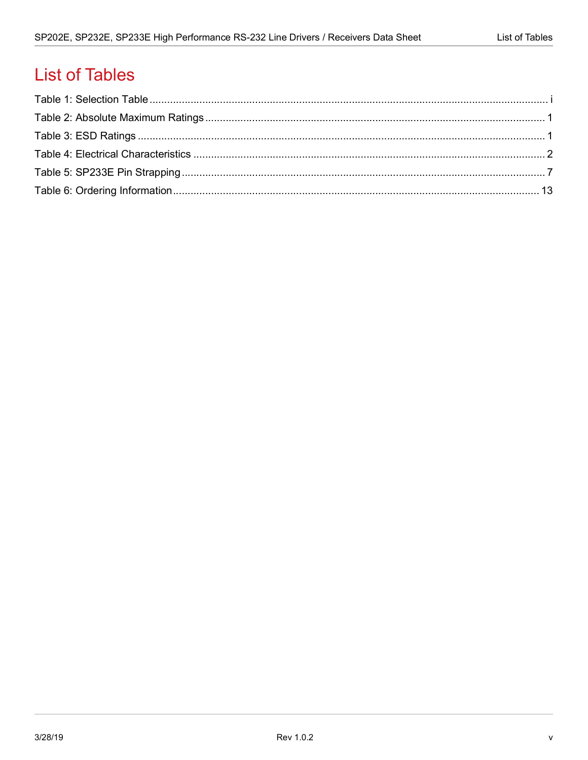# List of Tables

Table 1: Selection Table ........................................................................................................................... i
Table 2: Absolute Maximum Ratings ..................................................................................................... 1
Table 3: ESD Ratings ........................................................................................................................... 1
Table 4: Electrical Characteristics ......................................................................................................... 2
Table 5: SP233E Pin Strapping ............................................................................................................ 7
Table 6: Ordering Information ............................................................................................................. 13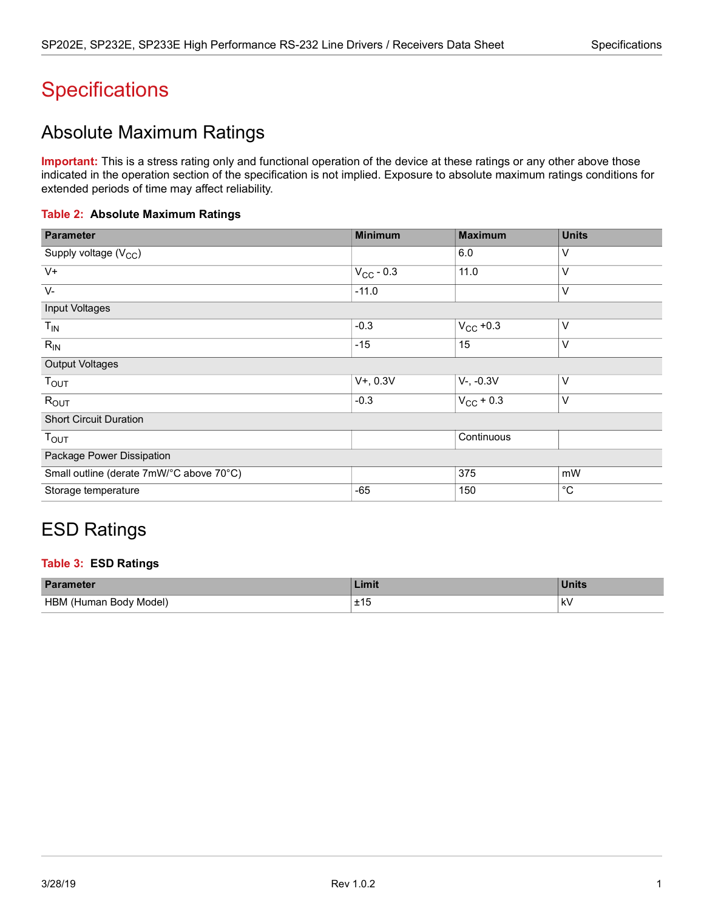# Specifications

## Absolute Maximum Ratings

**Important:** This is a stress rating only and functional operation of the device at these ratings or any other above those indicated in the operation section of the specification is not implied. Exposure to absolute maximum ratings conditions for extended periods of time may affect reliability.

**Table 2: Absolute Maximum Ratings**

| Parameter | Minimum | Maximum | Units |
|---|---|---|---|
| Supply voltage ($V_{CC}$) | | 6.0 | V |
| V+ | $V_{CC}$ - 0.3 | 11.0 | V |
| V- | -11.0 | | V |
| Input Voltages | | | |
| $T_{IN}$ | -0.3 | $V_{CC}$ +0.3 | V |
| $R_{IN}$ | -15 | 15 | V |
| Output Voltages | | | |
| $T_{OUT}$ | V+, 0.3V | V-, -0.3V | V |
| $R_{OUT}$ | -0.3 | $V_{CC}$ + 0.3 | V |
| Short Circuit Duration | | | |
| $T_{OUT}$ | | Continuous | |
| Package Power Dissipation | | | |
| Small outline (derate 7mW/°C above 70°C) | | 375 | mW |
| Storage temperature | -65 | 150 | °C |

## ESD Ratings

**Table 3: ESD Ratings**

| Parameter | Limit | Units |
|---|---|---|
| HBM (Human Body Model) | ±15 | kV |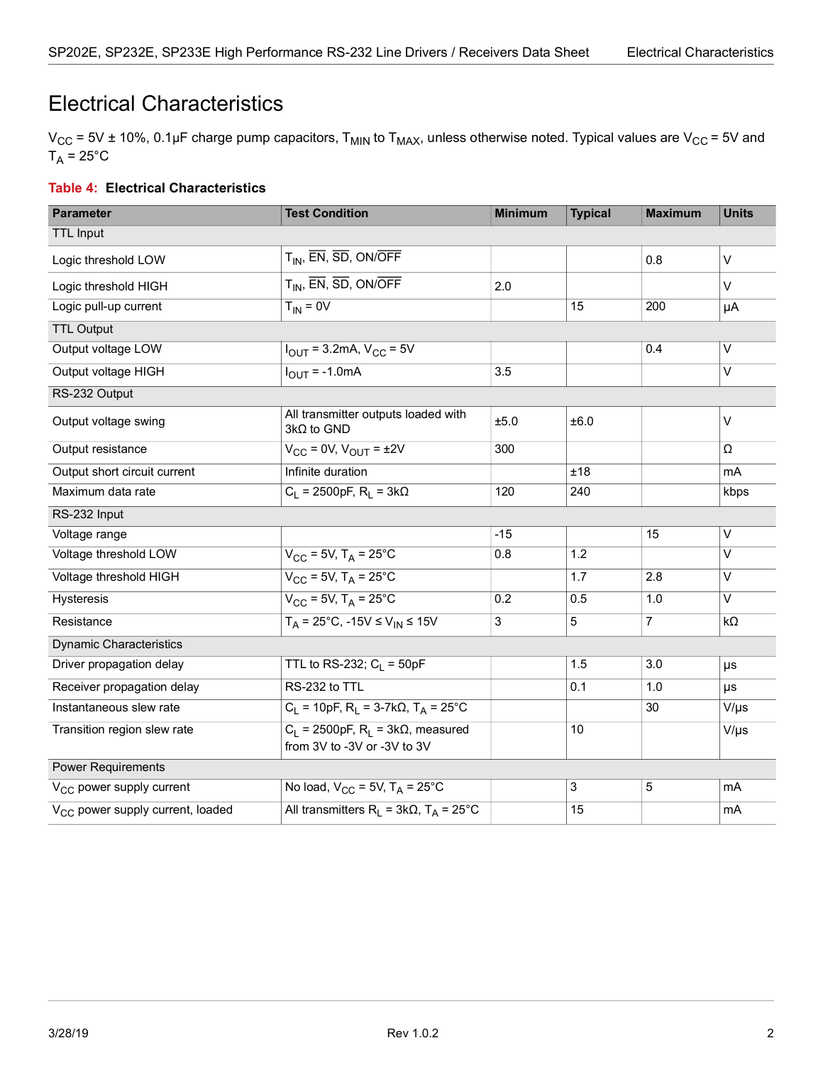# Electrical Characteristics

$V_{CC}$ = 5V ± 10%, 0.1µF charge pump capacitors, $T_{MIN}$ to $T_{MAX}$, unless otherwise noted. Typical values are $V_{CC}$ = 5V and $T_A$ = 25°C

**Table 4: Electrical Characteristics**

| Parameter | Test Condition | Minimum | Typical | Maximum | Units |
|---|---|---|---|---|---|
| TTL Input | | | | | |
| Logic threshold LOW | $T_{IN}$, $\overline{EN}$, $\overline{SD}$, ON/$\overline{OFF}$ | | | 0.8 | V |
| Logic threshold HIGH | $T_{IN}$, $\overline{EN}$, $\overline{SD}$, ON/$\overline{OFF}$ | 2.0 | | | V |
| Logic pull-up current | $T_{IN}$ = 0V | | 15 | 200 | µA |
| TTL Output | | | | | |
| Output voltage LOW | $I_{OUT}$ = 3.2mA, $V_{CC}$ = 5V | | | 0.4 | V |
| Output voltage HIGH | $I_{OUT}$ = -1.0mA | 3.5 | | | V |
| RS-232 Output | | | | | |
| Output voltage swing | All transmitter outputs loaded with 3kΩ to GND | ±5.0 | ±6.0 | | V |
| Output resistance | $V_{CC}$ = 0V, $V_{OUT}$ = ±2V | 300 | | | Ω |
| Output short circuit current | Infinite duration | | ±18 | | mA |
| Maximum data rate | $C_L$ = 2500pF, $R_L$ = 3kΩ | 120 | 240 | | kbps |
| RS-232 Input | | | | | |
| Voltage range | | -15 | | 15 | V |
| Voltage threshold LOW | $V_{CC}$ = 5V, $T_A$ = 25°C | 0.8 | 1.2 | | V |
| Voltage threshold HIGH | $V_{CC}$ = 5V, $T_A$ = 25°C | | 1.7 | 2.8 | V |
| Hysteresis | $V_{CC}$ = 5V, $T_A$ = 25°C | 0.2 | 0.5 | 1.0 | V |
| Resistance | $T_A$ = 25°C, -15V ≤ $V_{IN}$ ≤ 15V | 3 | 5 | 7 | kΩ |
| Dynamic Characteristics | | | | | |
| Driver propagation delay | TTL to RS-232; $C_L$ = 50pF | | 1.5 | 3.0 | µs |
| Receiver propagation delay | RS-232 to TTL | | 0.1 | 1.0 | µs |
| Instantaneous slew rate | $C_L$ = 10pF, $R_L$ = 3-7kΩ, $T_A$ = 25°C | | | 30 | V/µs |
| Transition region slew rate | $C_L$ = 2500pF, $R_L$ = 3kΩ, measured from 3V to -3V or -3V to 3V | | 10 | | V/µs |
| Power Requirements | | | | | |
| $V_{CC}$ power supply current | No load, $V_{CC}$ = 5V, $T_A$ = 25°C | | 3 | 5 | mA |
| $V_{CC}$ power supply current, loaded | All transmitters $R_L$ = 3kΩ, $T_A$ = 25°C | | 15 | | mA |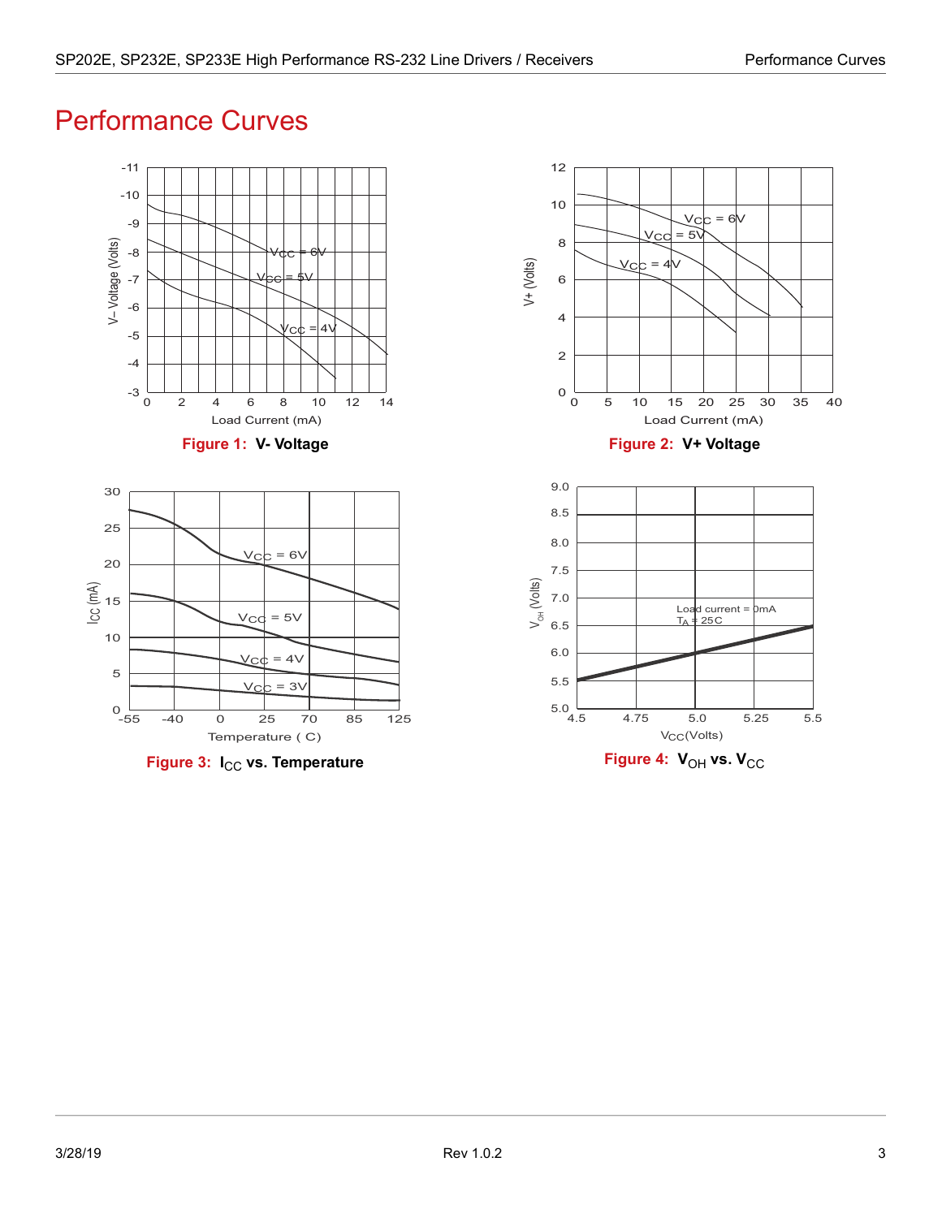# Performance Curves

-11
-10
-9
-8
-7
-6
-5
-4
-3

V– Voltage (Volts)

0 2 4 6 8 10 12 14

Load Current (mA)

$V_{CC}$ = 6V

$V_{CC}$ = 5V

$V_{CC}$ = 4V

**Figure 1: V- Voltage**

12
10
8
6
4
2
0

V+ (Volts)

0 5 10 15 20 25 30 35 40

Load Current (mA)

$V_{CC}$ = 6V

$V_{CC}$ = 5V

$V_{CC}$ = 4V

**Figure 2: V+ Voltage**

30
25
20
15
10
5
0

$I_{CC}$ (mA)

-55 -40 0 25 70 85 125

Temperature ( C)

$V_{CC}$ = 6V

$V_{CC}$ = 5V

$V_{CC}$ = 4V

$V_{CC}$ = 3V

**Figure 3: $I_{CC}$ vs. Temperature**

9.0
8.5
8.0
7.5
7.0
6.5
6.0
5.5
5.0

$V_{OH}$ (Volts)

4.5 4.75 5.0 5.25 5.5

$V_{CC}$(Volts)

Load current = 0mA

$T_A$ = 25C

**Figure 4: $V_{OH}$ vs. $V_{CC}$**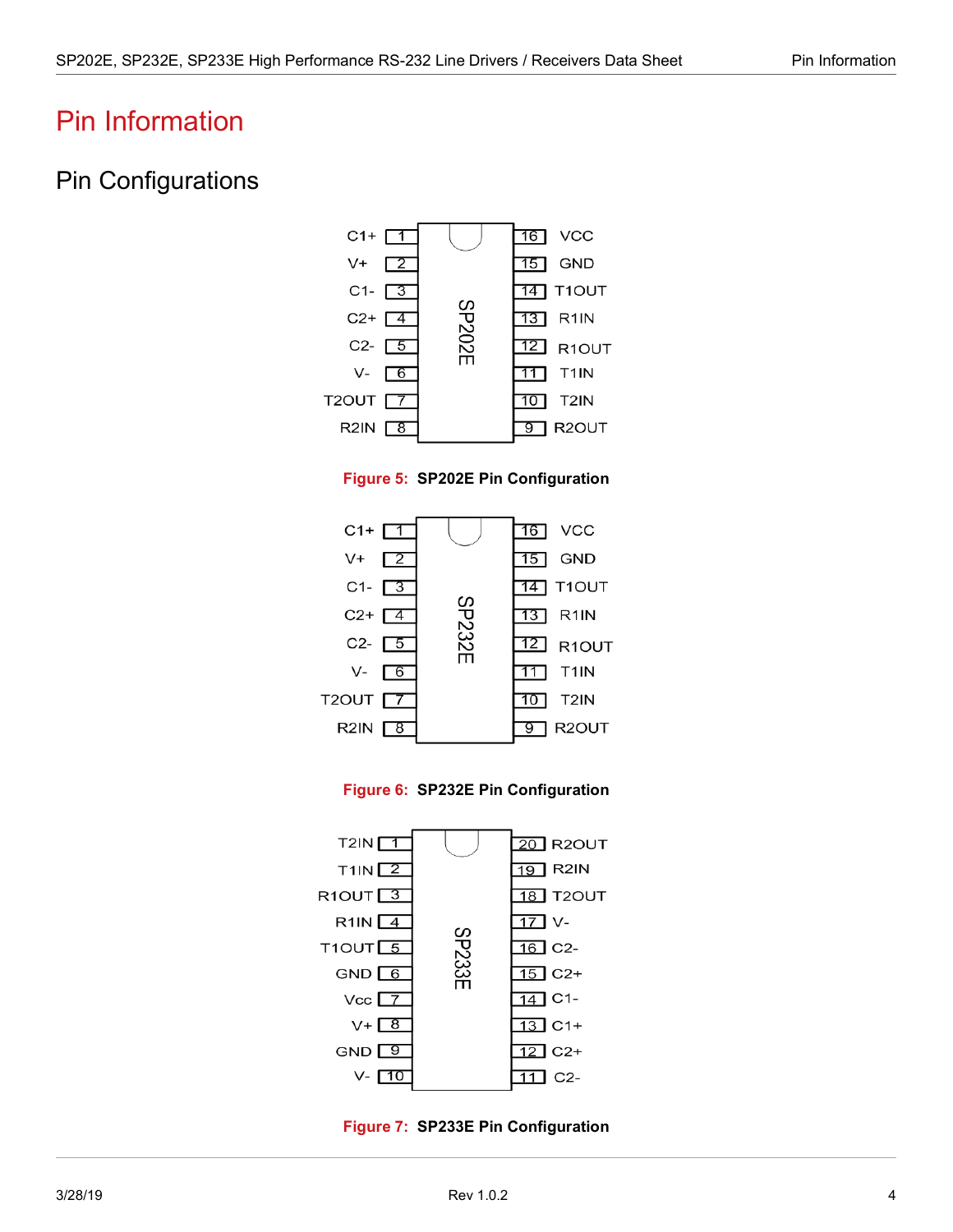# Pin Information

## Pin Configurations

C1+ 1
V+ 2
C1- 3
C2+ 4
C2- 5
V- 6
T2OUT 7
R2IN 8
SP202E
16 VCC
15 GND
14 T1OUT
13 R1IN
12 R1OUT
11 T1IN
10 T2IN
9 R2OUT

**Figure 5: SP202E Pin Configuration**

C1+ 1
V+ 2
C1- 3
C2+ 4
C2- 5
V- 6
T2OUT 7
R2IN 8
SP232E
16 VCC
15 GND
14 T1OUT
13 R1IN
12 R1OUT
11 T1IN
10 T2IN
9 R2OUT

**Figure 6: SP232E Pin Configuration**

T2IN 1
T1IN 2
R1OUT 3
R1IN 4
T1OUT 5
GND 6
Vcc 7
V+ 8
GND 9
V- 10
SP233E
20 R2OUT
19 R2IN
18 T2OUT
17 V-
16 C2-
15 C2+
14 C1-
13 C1+
12 C2+
11 C2-

**Figure 7: SP233E Pin Configuration**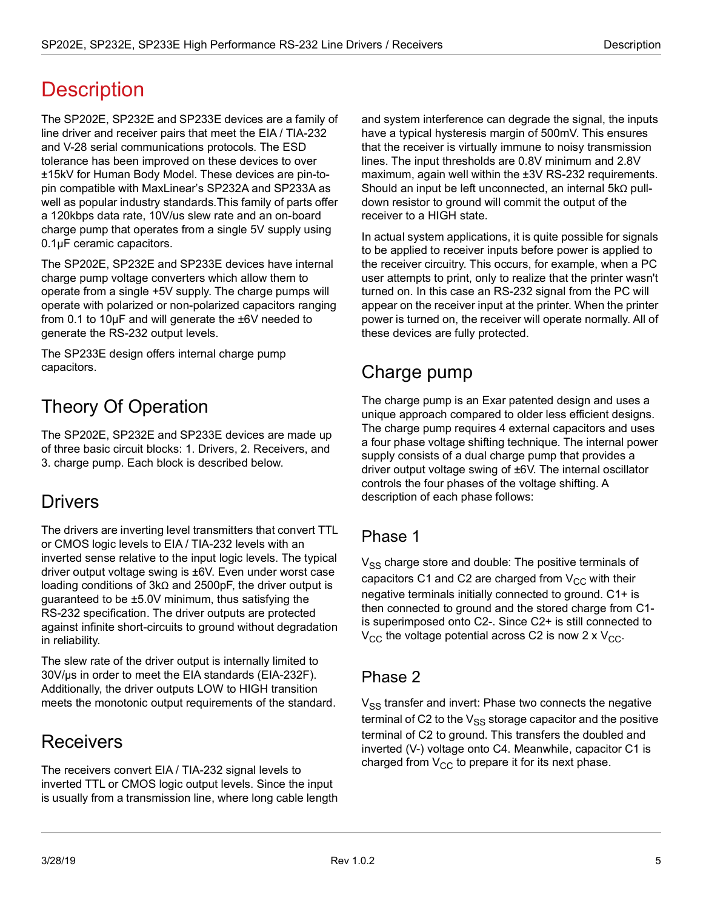# Description

The SP202E, SP232E and SP233E devices are a family of line driver and receiver pairs that meet the EIA / TIA-232 and V-28 serial communications protocols. The ESD tolerance has been improved on these devices to over ±15kV for Human Body Model. These devices are pin-to-pin compatible with MaxLinear's SP232A and SP233A as well as popular industry standards.This family of parts offer a 120kbps data rate, 10V/us slew rate and an on-board charge pump that operates from a single 5V supply using 0.1µF ceramic capacitors.

The SP202E, SP232E and SP233E devices have internal charge pump voltage converters which allow them to operate from a single +5V supply. The charge pumps will operate with polarized or non-polarized capacitors ranging from 0.1 to 10µF and will generate the ±6V needed to generate the RS-232 output levels.

The SP233E design offers internal charge pump capacitors.

## Theory Of Operation

The SP202E, SP232E and SP233E devices are made up of three basic circuit blocks: 1. Drivers, 2. Receivers, and 3. charge pump. Each block is described below.

## Drivers

The drivers are inverting level transmitters that convert TTL or CMOS logic levels to EIA / TIA-232 levels with an inverted sense relative to the input logic levels. The typical driver output voltage swing is ±6V. Even under worst case loading conditions of 3kΩ and 2500pF, the driver output is guaranteed to be ±5.0V minimum, thus satisfying the RS-232 specification. The driver outputs are protected against infinite short-circuits to ground without degradation in reliability.

The slew rate of the driver output is internally limited to 30V/µs in order to meet the EIA standards (EIA-232F). Additionally, the driver outputs LOW to HIGH transition meets the monotonic output requirements of the standard.

## Receivers

The receivers convert EIA / TIA-232 signal levels to inverted TTL or CMOS logic output levels. Since the input is usually from a transmission line, where long cable length and system interference can degrade the signal, the inputs have a typical hysteresis margin of 500mV. This ensures that the receiver is virtually immune to noisy transmission lines. The input thresholds are 0.8V minimum and 2.8V maximum, again well within the ±3V RS-232 requirements. Should an input be left unconnected, an internal 5kΩ pull-down resistor to ground will commit the output of the receiver to a HIGH state.

In actual system applications, it is quite possible for signals to be applied to receiver inputs before power is applied to the receiver circuitry. This occurs, for example, when a PC user attempts to print, only to realize that the printer wasn't turned on. In this case an RS-232 signal from the PC will appear on the receiver input at the printer. When the printer power is turned on, the receiver will operate normally. All of these devices are fully protected.

## Charge pump

The charge pump is an Exar patented design and uses a unique approach compared to older less efficient designs. The charge pump requires 4 external capacitors and uses a four phase voltage shifting technique. The internal power supply consists of a dual charge pump that provides a driver output voltage swing of ±6V. The internal oscillator controls the four phases of the voltage shifting. A description of each phase follows:

### Phase 1

$V_{SS}$ charge store and double: The positive terminals of capacitors C1 and C2 are charged from $V_{CC}$ with their negative terminals initially connected to ground. C1+ is then connected to ground and the stored charge from C1- is superimposed onto C2-. Since C2+ is still connected to $V_{CC}$ the voltage potential across C2 is now 2 x $V_{CC}$.

### Phase 2

$V_{SS}$ transfer and invert: Phase two connects the negative terminal of C2 to the $V_{SS}$ storage capacitor and the positive terminal of C2 to ground. This transfers the doubled and inverted (V-) voltage onto C4. Meanwhile, capacitor C1 is charged from $V_{CC}$ to prepare it for its next phase.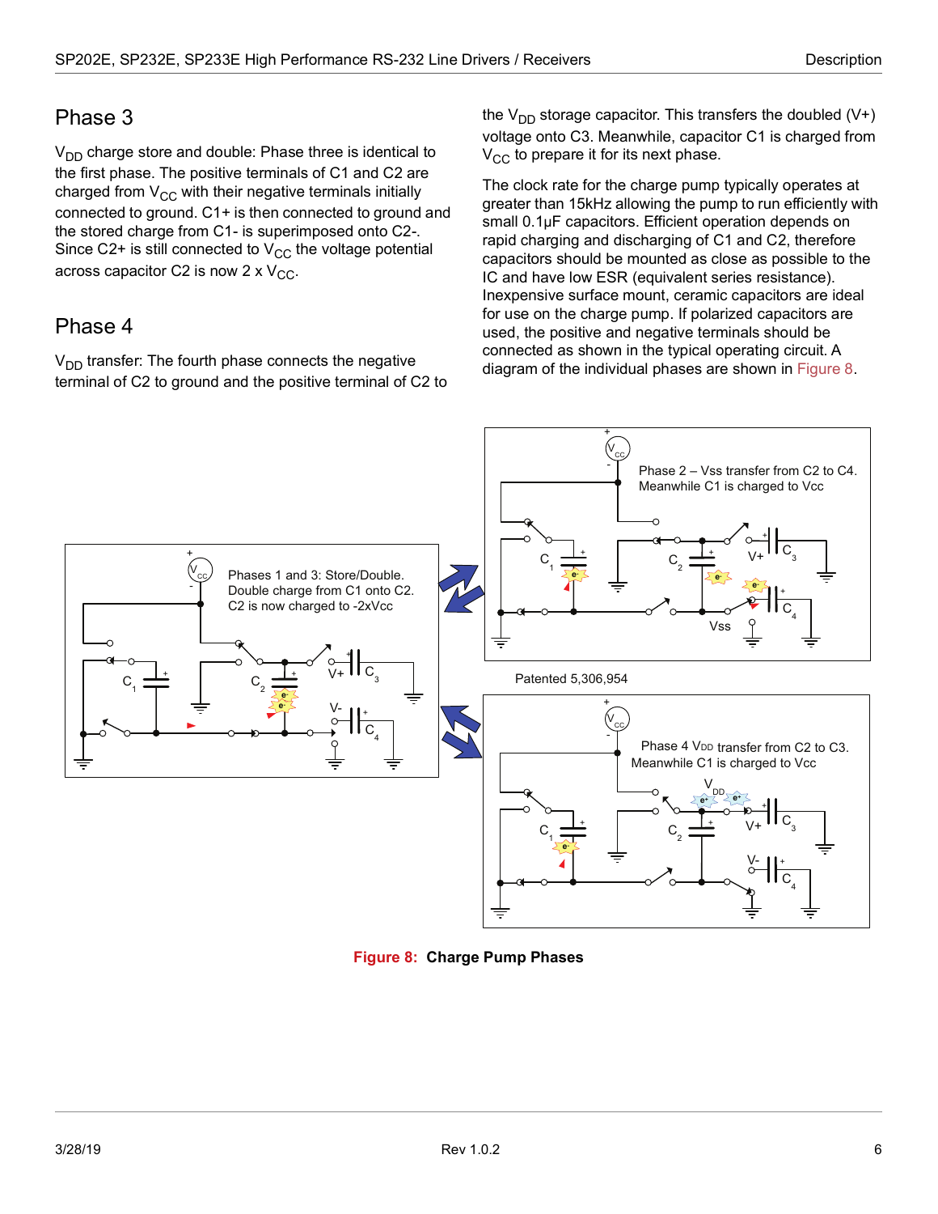## Phase 3

$V_{DD}$ charge store and double: Phase three is identical to the first phase. The positive terminals of C1 and C2 are charged from $V_{CC}$ with their negative terminals initially connected to ground. C1+ is then connected to ground and the stored charge from C1- is superimposed onto C2-. Since C2+ is still connected to $V_{CC}$ the voltage potential across capacitor C2 is now 2 x $V_{CC}$.

## Phase 4

$V_{DD}$ transfer: The fourth phase connects the negative terminal of C2 to ground and the positive terminal of C2 to the $V_{DD}$ storage capacitor. This transfers the doubled (V+) voltage onto C3. Meanwhile, capacitor C1 is charged from $V_{CC}$ to prepare it for its next phase.

The clock rate for the charge pump typically operates at greater than 15kHz allowing the pump to run efficiently with small 0.1µF capacitors. Efficient operation depends on rapid charging and discharging of C1 and C2, therefore capacitors should be mounted as close as possible to the IC and have low ESR (equivalent series resistance). Inexpensive surface mount, ceramic capacitors are ideal for use on the charge pump. If polarized capacitors are used, the positive and negative terminals should be connected as shown in the typical operating circuit. A diagram of the individual phases are shown in Figure 8.

Phases 1 and 3: Store/Double. Double charge from C1 onto C2. C2 is now charged to -2xVcc

Phase 2 – Vss transfer from C2 to C4. Meanwhile C1 is charged to Vcc

Phase 4 VDD transfer from C2 to C3. Meanwhile C1 is charged to Vcc

Patented 5,306,954

**Figure 8: Charge Pump Phases**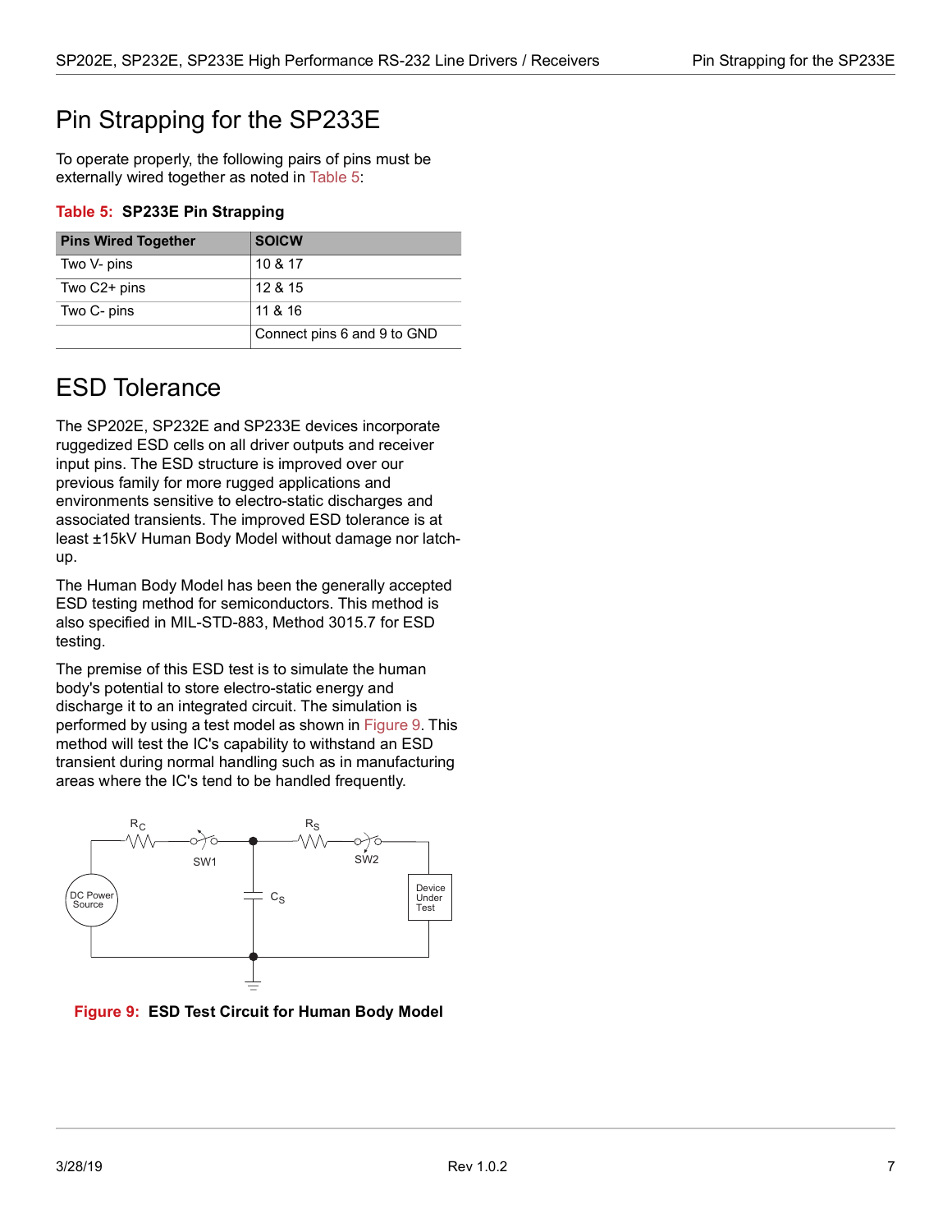# Pin Strapping for the SP233E

To operate properly, the following pairs of pins must be externally wired together as noted in Table 5:

**Table 5: SP233E Pin Strapping**

| Pins Wired Together | SOICW |
|---|---|
| Two V- pins | 10 & 17 |
| Two C2+ pins | 12 & 15 |
| Two C- pins | 11 & 16 |
| | Connect pins 6 and 9 to GND |

# ESD Tolerance

The SP202E, SP232E and SP233E devices incorporate ruggedized ESD cells on all driver outputs and receiver input pins. The ESD structure is improved over our previous family for more rugged applications and environments sensitive to electro-static discharges and associated transients. The improved ESD tolerance is at least ±15kV Human Body Model without damage nor latch-up.

The Human Body Model has been the generally accepted ESD testing method for semiconductors. This method is also specified in MIL-STD-883, Method 3015.7 for ESD testing.

The premise of this ESD test is to simulate the human body's potential to store electro-static energy and discharge it to an integrated circuit. The simulation is performed by using a test model as shown in Figure 9. This method will test the IC's capability to withstand an ESD transient during normal handling such as in manufacturing areas where the IC's tend to be handled frequently.

$R_C$

SW1

$R_S$

SW2

DC Power Source

$C_S$

Device Under Test

**Figure 9: ESD Test Circuit for Human Body Model**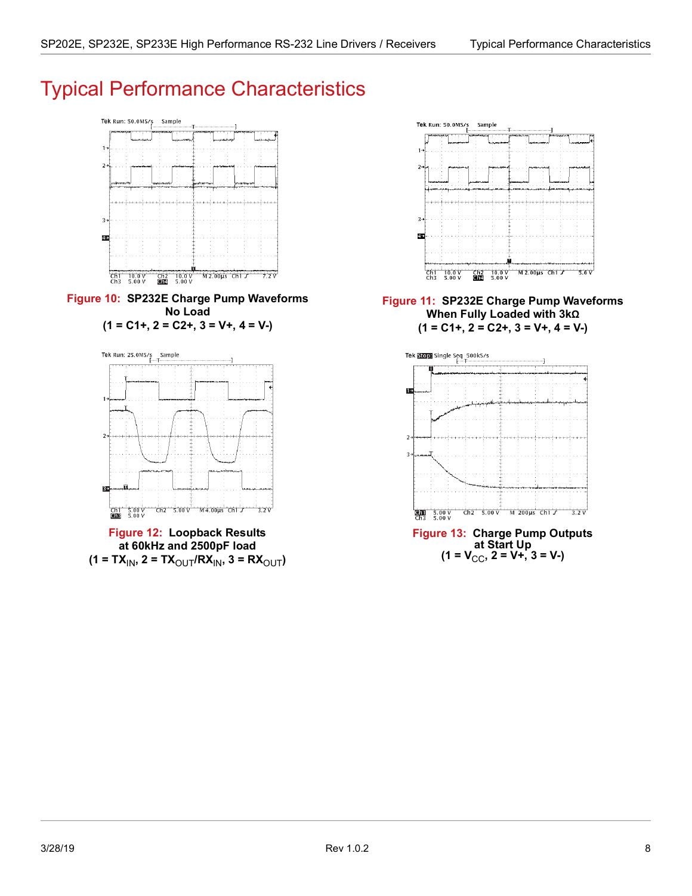# Typical Performance Characteristics

Tek Run: 50.0MS/s Sample

Ch1 10.0 V Ch2 10.0 V M 2.00µs Ch1 ∫ 7.2 V
Ch3 5.00 V Ch4 5.00 V

**Figure 10: SP232E Charge Pump Waveforms No Load (1 = C1+, 2 = C2+, 3 = V+, 4 = V-)**

Tek Run: 50.0MS/s Sample

Ch1 10.0 V Ch2 10.0 V M 2.00µs Ch1 ∫ 5.6 V
Ch3 5.00 V Ch4 5.00 V

**Figure 11: SP232E Charge Pump Waveforms When Fully Loaded with 3kΩ (1 = C1+, 2 = C2+, 3 = V+, 4 = V-)**

Tek Run: 25.0MS/s Sample

Ch1 5.00 V Ch2 5.00 V M 4.00µs Ch1 ∫ 3.2 V
Ch3 5.00 V

**Figure 12: Loopback Results at 60kHz and 2500pF load (1 = $TX_{IN}$, 2 = $TX_{OUT}/RX_{IN}$, 3 = $RX_{OUT}$)**

Tek Stop Single Seq 500kS/s

Ch1 5.00 V Ch2 5.00 V M 200µs Ch1 ∫ 3.2 V
Ch3 5.00 V

**Figure 13: Charge Pump Outputs at Start Up (1 = $V_{CC}$, 2 = V+, 3 = V-)**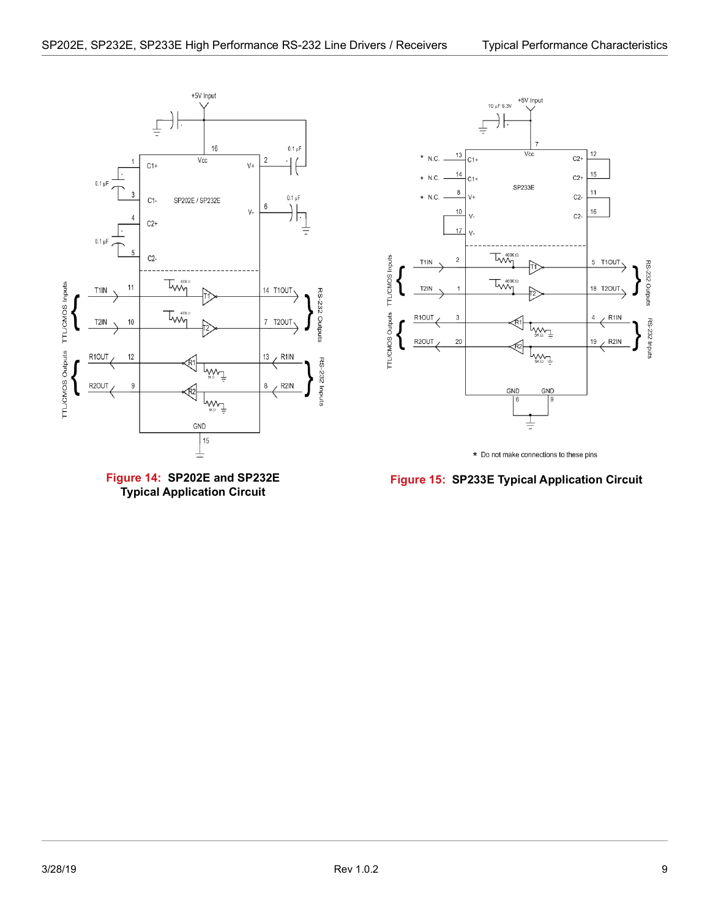+5V Input

16

0.1 µF

1 C1+ Vcc V+ 2

0.1 µF

3 C1- SP202E / SP232E

0.1 µF

V- 6

4 C2+

0.1 µF

5 C2-

TTL/CMOS Inputs

T1IN 11 400KΩ T1 14 T1OUT

T2IN 10 400KΩ T2 7 T2OUT

RS-232 Outputs

TTL/CMOS Outputs

R1OUT 12 R1 5KΩ 13 R1IN

R2OUT 9 R2 5KΩ 8 R2IN

RS-232 Inputs

GND

15

**Figure 14: SP202E and SP232E Typical Application Circuit**

10 µF 6.3V

+5V Input

7

Vcc

* N.C. 13 C1+ C2+ 12

* N.C. 14 C1+ C2+ 15

SP233E

* N.C. 8 V+ C2- 11

10 V- C2- 16

17 V-

TTL/CMOS Inputs

T1IN 2 400KΩ T1 5 T1OUT

T2IN 1 400KΩ T2 18 T2OUT

RS-232 Outputs

TTL/CMOS Outputs

R1OUT 3 R1 5KΩ 4 R1IN

R2OUT 20 R2 5KΩ 19 R2IN

RS-232 Inputs

GND GND

6 9

* Do not make connections to these pins

**Figure 15: SP233E Typical Application Circuit**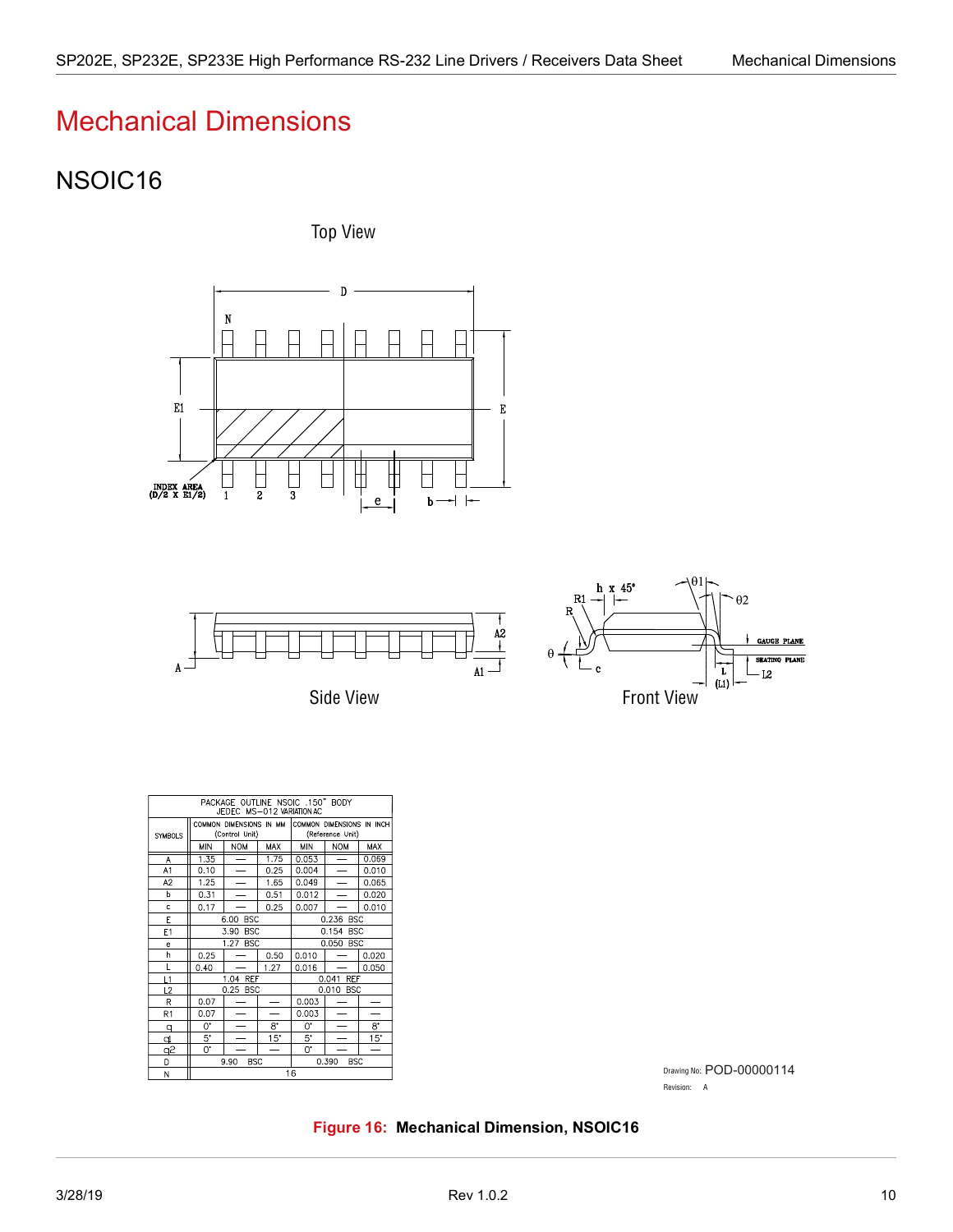# Mechanical Dimensions

## NSOIC16

Top View

D

N

E1

E

INDEX AREA
(D/2 X E1/2)

1 2 3

e

b

h x 45°

R1

R

θ1

θ2

A2

GAUGE PLANE

SEATING PLANE

θ

A

A1

c

L

(L1)

L2

Side View

Front View

| PACKAGE OUTLINE NSOIC .150" BODY JEDEC MS–012 VARIATION AC | | | | | | |
|---|---|---|---|---|---|---|
| SYMBOLS | COMMON DIMENSIONS IN MM (Control Unit) | | | COMMON DIMENSIONS IN INCH (Reference Unit) | | |
| | MIN | NOM | MAX | MIN | NOM | MAX |
| A | 1.35 | — | 1.75 | 0.053 | — | 0.069 |
| A1 | 0.10 | — | 0.25 | 0.004 | — | 0.010 |
| A2 | 1.25 | — | 1.65 | 0.049 | — | 0.065 |
| b | 0.31 | — | 0.51 | 0.012 | — | 0.020 |
| c | 0.17 | — | 0.25 | 0.007 | — | 0.010 |
| E | 6.00 BSC | | | 0.236 BSC | | |
| E1 | 3.90 BSC | | | 0.154 BSC | | |
| e | 1.27 BSC | | | 0.050 BSC | | |
| h | 0.25 | — | 0.50 | 0.010 | — | 0.020 |
| L | 0.40 | — | 1.27 | 0.016 | — | 0.050 |
| L1 | 1.04 REF | | | 0.041 REF | | |
| L2 | 0.25 BSC | | | 0.010 BSC | | |
| R | 0.07 | — | — | 0.003 | — | — |
| R1 | 0.07 | — | — | 0.003 | — | — |
| θ | 0° | — | 8° | 0° | — | 8° |
| θ1 | 5° | — | 15° | 5° | — | 15° |
| θ2 | 0° | — | — | 0° | — | — |
| D | 9.90 BSC | | | 0.390 BSC | | |
| N | 16 | | | | | |

Drawing No: POD-00000114

Revision: A

**Figure 16: Mechanical Dimension, NSOIC16**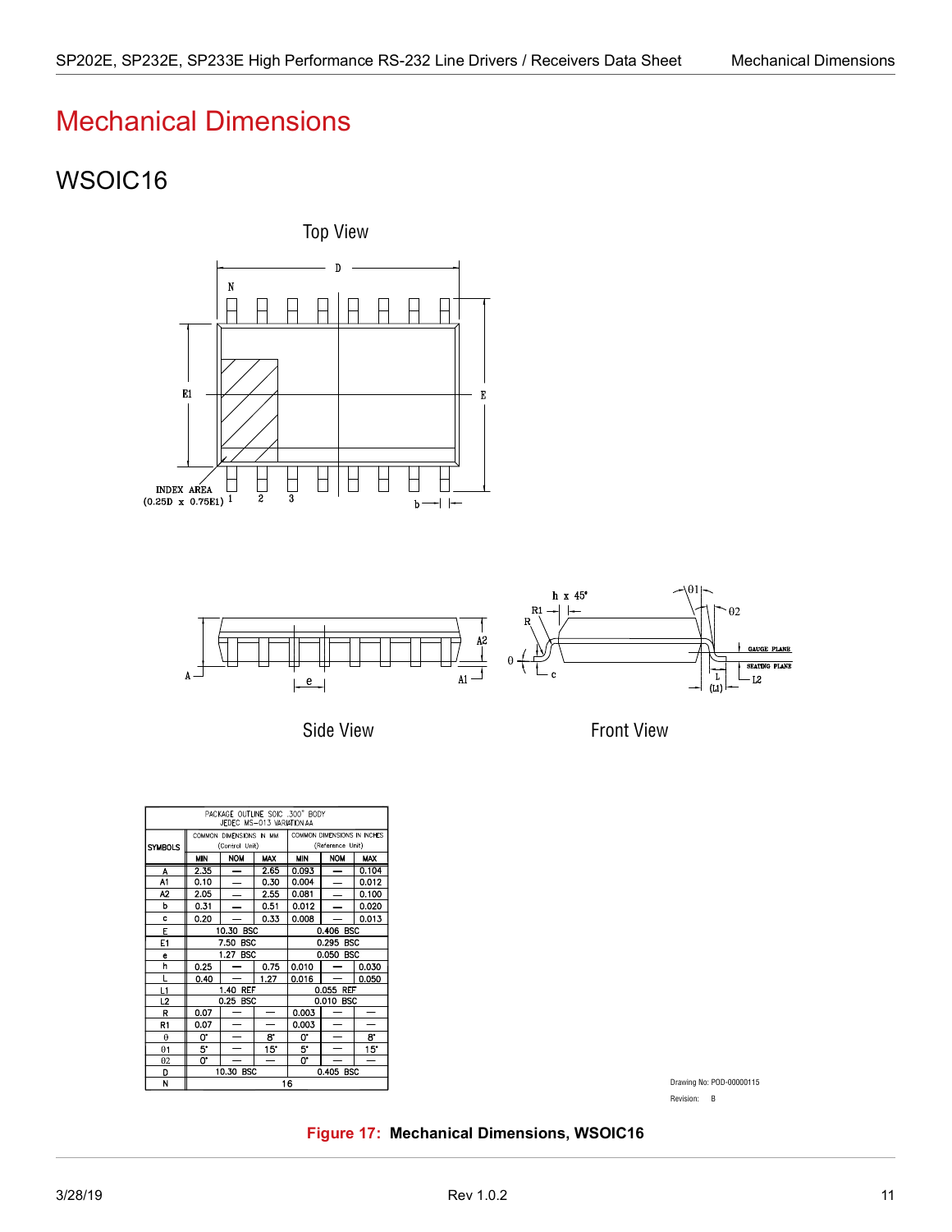# Mechanical Dimensions

## WSOIC16

Top View

D

N

E1

E

INDEX AREA
(0.25D x 0.75E1) 1 2 3

b

A

A2

A1

e

Side View

h x 45°

R1

R

θ

c

θ1

θ2

GAUGE PLANE

SEATING PLANE

L

(L1)

L2

Front View

| PACKAGE OUTLINE SOIC .300" BODY JEDEC MS-013 VARIATION AA | | | | | | |
|---|---|---|---|---|---|---|
| SYMBOLS | COMMON DIMENSIONS IN MM (Control Unit) | | | COMMON DIMENSIONS IN INCHES (Reference Unit) | | |
| | MIN | NOM | MAX | MIN | NOM | MAX |
| A | 2.35 | — | 2.65 | 0.093 | — | 0.104 |
| A1 | 0.10 | — | 0.30 | 0.004 | — | 0.012 |
| A2 | 2.05 | — | 2.55 | 0.081 | — | 0.100 |
| b | 0.31 | — | 0.51 | 0.012 | — | 0.020 |
| c | 0.20 | — | 0.33 | 0.008 | — | 0.013 |
| E | 10.30 BSC | | | 0.406 BSC | | |
| E1 | 7.50 BSC | | | 0.295 BSC | | |
| e | 1.27 BSC | | | 0.050 BSC | | |
| h | 0.25 | — | 0.75 | 0.010 | — | 0.030 |
| L | 0.40 | — | 1.27 | 0.016 | — | 0.050 |
| L1 | 1.40 REF | | | 0.055 REF | | |
| L2 | 0.25 BSC | | | 0.010 BSC | | |
| R | 0.07 | — | — | 0.003 | — | — |
| R1 | 0.07 | — | — | 0.003 | — | — |
| θ | 0° | — | 8° | 0° | — | 8° |
| θ1 | 5° | — | 15° | 5° | — | 15° |
| θ2 | 0° | — | — | 0° | — | — |
| D | 10.30 BSC | | | 0.405 BSC | | |
| N | 16 | | | | | |

Drawing No: POD-00000115

Revision: B

**Figure 17: Mechanical Dimensions, WSOIC16**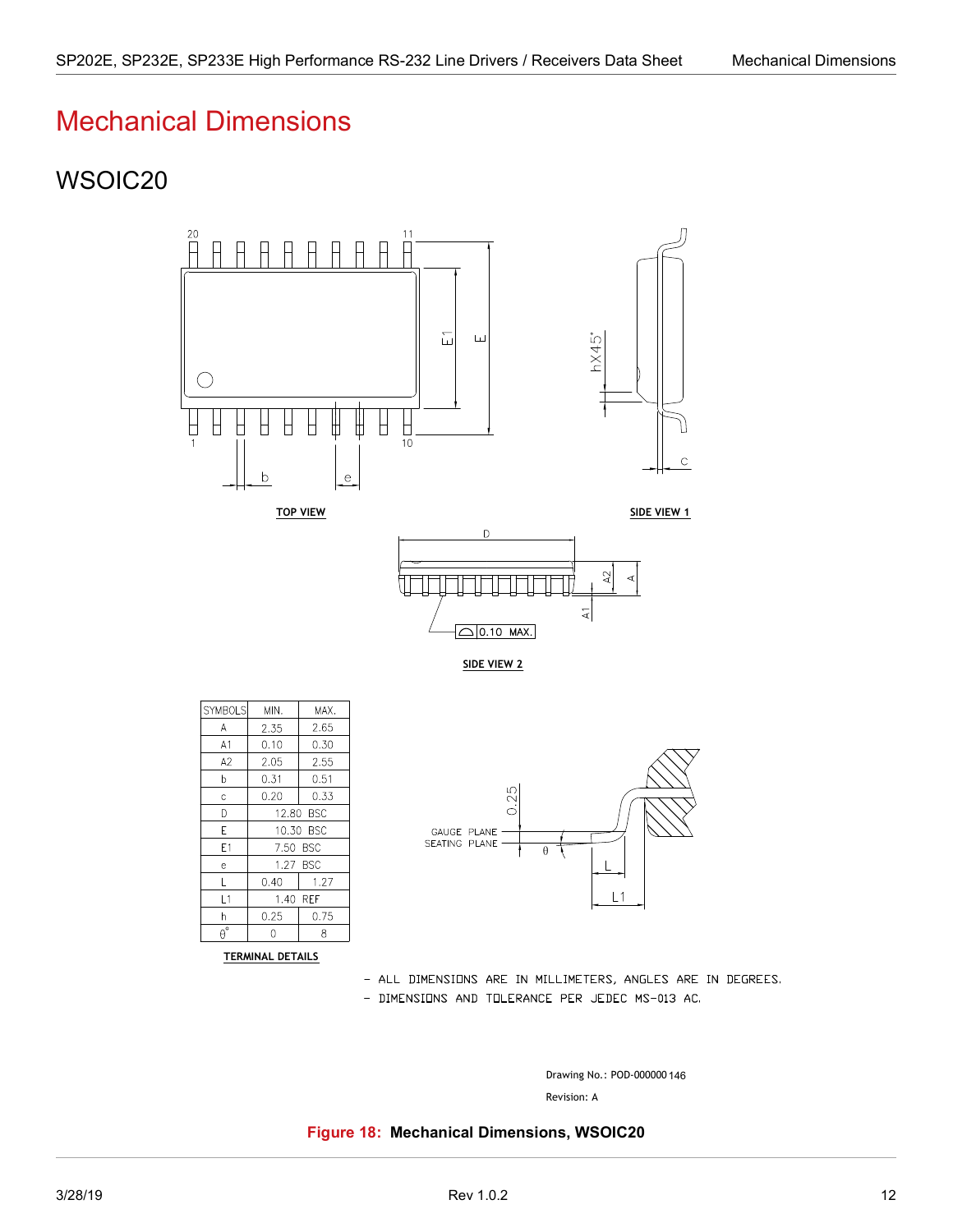# Mechanical Dimensions

## WSOIC20

TOP VIEW

SIDE VIEW 1

SIDE VIEW 2

| SYMBOLS | MIN. | MAX. |
|---|---|---|
| A | 2.35 | 2.65 |
| A1 | 0.10 | 0.30 |
| A2 | 2.05 | 2.55 |
| b | 0.31 | 0.51 |
| c | 0.20 | 0.33 |
| D | 12.80 BSC | |
| E | 10.30 BSC | |
| E1 | 7.50 BSC | |
| e | 1.27 BSC | |
| L | 0.40 | 1.27 |
| L1 | 1.40 REF | |
| h | 0.25 | 0.75 |
| θ° | 0 | 8 |

TERMINAL DETAILS

- ALL DIMENSIONS ARE IN MILLIMETERS, ANGLES ARE IN DEGREES.
- DIMENSIONS AND TOLERANCE PER JEDEC MS-013 AC.

Drawing No.: POD-000000146

Revision: A

**Figure 18: Mechanical Dimensions, WSOIC20**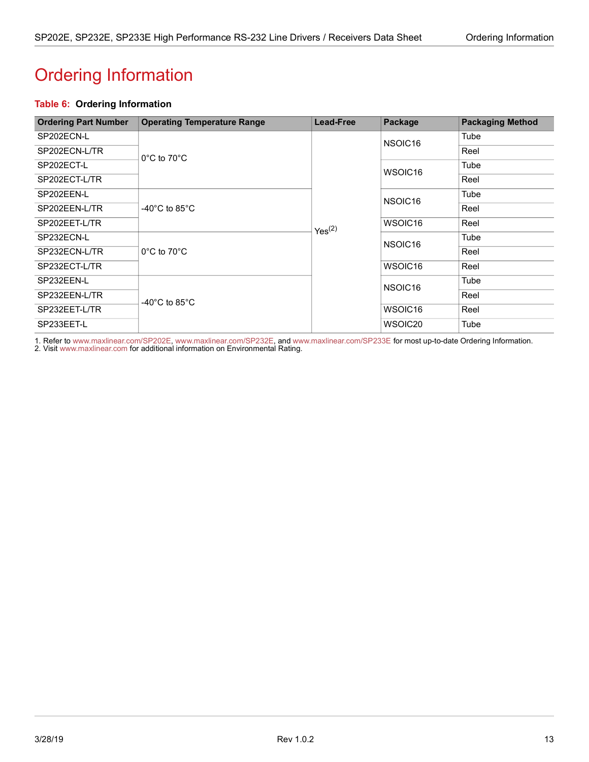# Ordering Information

**Table 6: Ordering Information**

| Ordering Part Number | Operating Temperature Range | Lead-Free | Package | Packaging Method |
|---|---|---|---|---|
| SP202ECN-L | 0°C to 70°C | Yes[2] | NSOIC16 | Tube |
| SP202ECN-L/TR | | | | Reel |
| SP202ECT-L | | | WSOIC16 | Tube |
| SP202ECT-L/TR | | | | Reel |
| SP202EEN-L | -40°C to 85°C | | NSOIC16 | Tube |
| SP202EEN-L/TR | | | | Reel |
| SP202EET-L/TR | | | WSOIC16 | Reel |
| SP232ECN-L | 0°C to 70°C | | NSOIC16 | Tube |
| SP232ECN-L/TR | | | | Reel |
| SP232ECT-L/TR | | | WSOIC16 | Reel |
| SP232EEN-L | -40°C to 85°C | | NSOIC16 | Tube |
| SP232EEN-L/TR | | | | Reel |
| SP232EET-L/TR | | | WSOIC16 | Reel |
| SP233EET-L | | | WSOIC20 | Tube |

1. Refer to www.maxlinear.com/SP202E, www.maxlinear.com/SP232E, and www.maxlinear.com/SP233E for most up-to-date Ordering Information.
2. Visit www.maxlinear.com for additional information on Environmental Rating.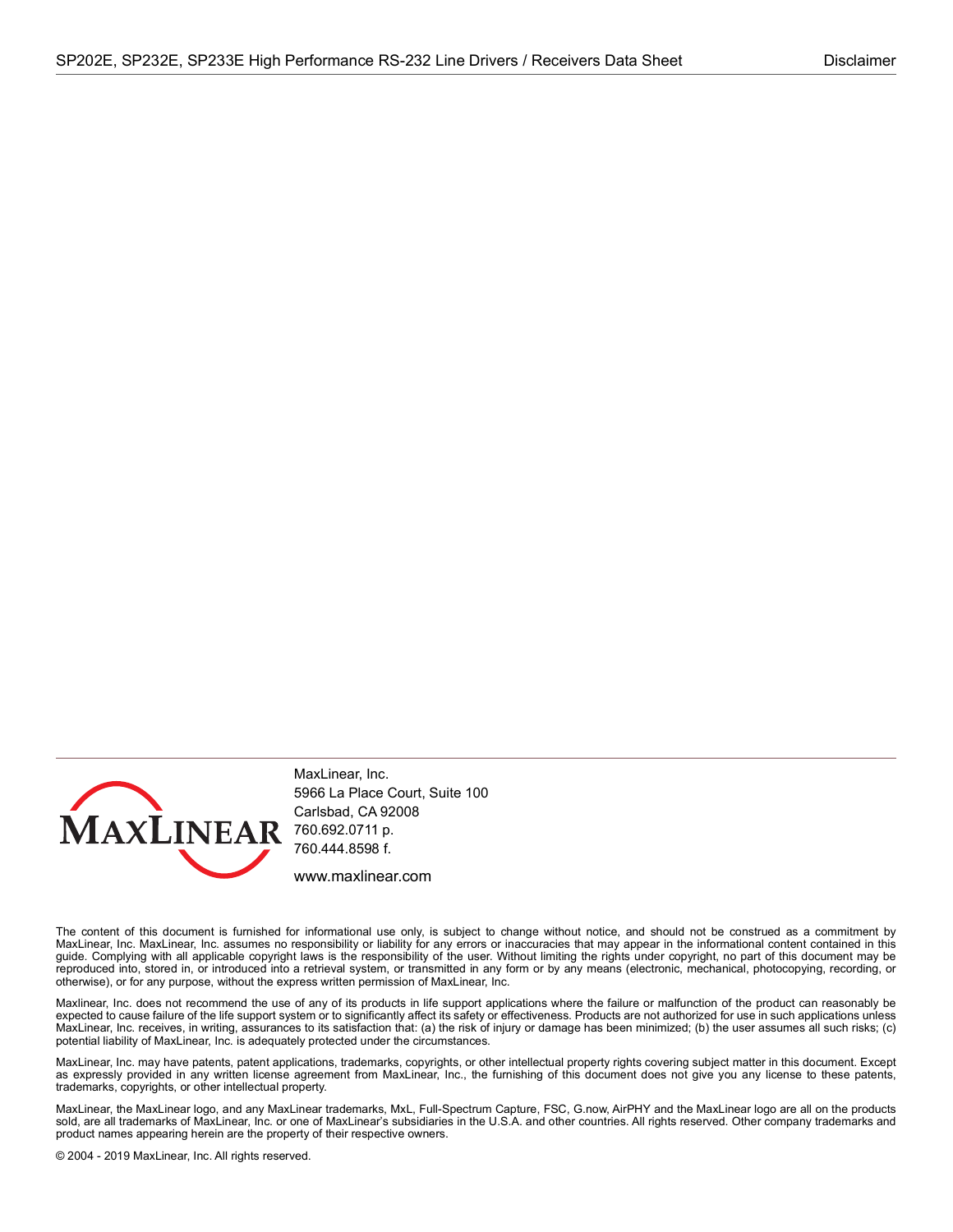MaxLinear, Inc.
5966 La Place Court, Suite 100
Carlsbad, CA 92008
760.692.0711 p.
760.444.8598 f.

www.maxlinear.com

The content of this document is furnished for informational use only, is subject to change without notice, and should not be construed as a commitment by MaxLinear, Inc. MaxLinear, Inc. assumes no responsibility or liability for any errors or inaccuracies that may appear in the informational content contained in this guide. Complying with all applicable copyright laws is the responsibility of the user. Without limiting the rights under copyright, no part of this document may be reproduced into, stored in, or introduced into a retrieval system, or transmitted in any form or by any means (electronic, mechanical, photocopying, recording, or otherwise), or for any purpose, without the express written permission of MaxLinear, Inc.

Maxlinear, Inc. does not recommend the use of any of its products in life support applications where the failure or malfunction of the product can reasonably be expected to cause failure of the life support system or to significantly affect its safety or effectiveness. Products are not authorized for use in such applications unless MaxLinear, Inc. receives, in writing, assurances to its satisfaction that: (a) the risk of injury or damage has been minimized; (b) the user assumes all such risks; (c) potential liability of MaxLinear, Inc. is adequately protected under the circumstances.

MaxLinear, Inc. may have patents, patent applications, trademarks, copyrights, or other intellectual property rights covering subject matter in this document. Except as expressly provided in any written license agreement from MaxLinear, Inc., the furnishing of this document does not give you any license to these patents, trademarks, copyrights, or other intellectual property.

MaxLinear, the MaxLinear logo, and any MaxLinear trademarks, MxL, Full-Spectrum Capture, FSC, G.now, AirPHY and the MaxLinear logo are all on the products sold, are all trademarks of MaxLinear, Inc. or one of MaxLinear's subsidiaries in the U.S.A. and other countries. All rights reserved. Other company trademarks and product names appearing herein are the property of their respective owners.

© 2004 - 2019 MaxLinear, Inc. All rights reserved.